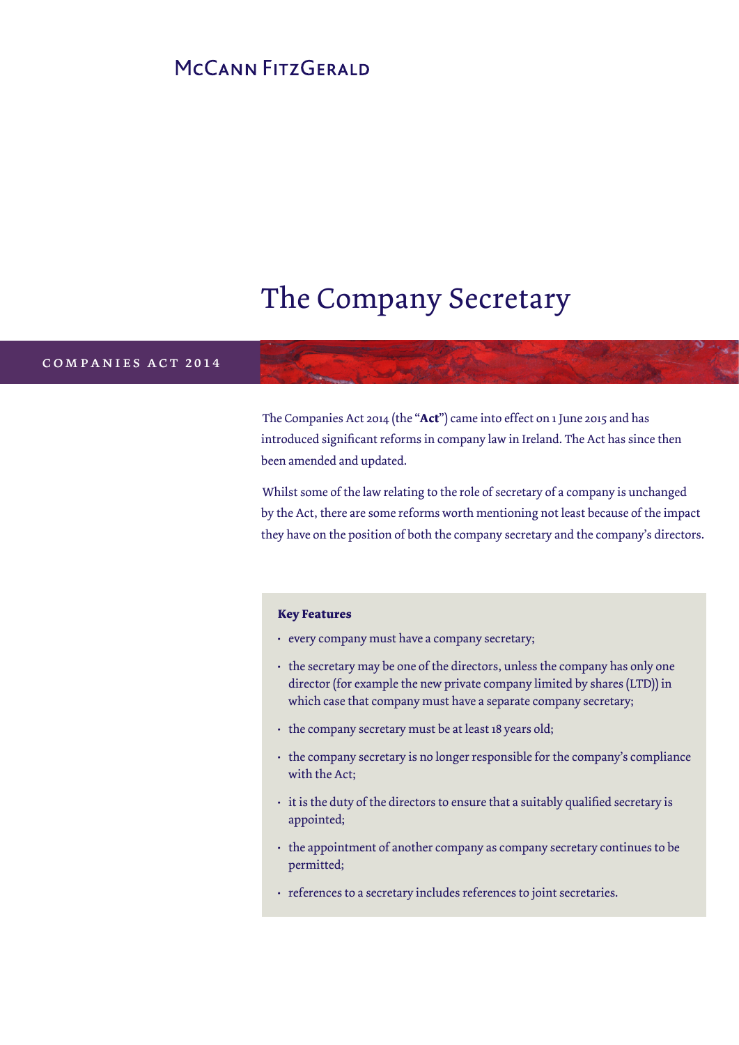McCann FitzGerald

# The Company Secretary

COMPANIES ACT 2014

The Companies Act 2014 (the "**Act**") came into effect on 1 June 2015 and has introduced significant reforms in company law in Ireland. The Act has since then been amended and updated.

Whilst some of the law relating to the role of secretary of a company is unchanged by the Act, there are some reforms worth mentioning not least because of the impact they have on the position of both the company secretary and the company's directors.

**Key Features**

- every company must have a company secretary;
- the secretary may be one of the directors, unless the company has only one director (for example the new private company limited by shares (LTD)) in which case that company must have a separate company secretary;
- the company secretary must be at least 18 years old;
- the company secretary is no longer responsible for the company's compliance with the Act;
- it is the duty of the directors to ensure that a suitably qualified secretary is appointed;
- the appointment of another company as company secretary continues to be permitted;
- references to a secretary includes references to joint secretaries.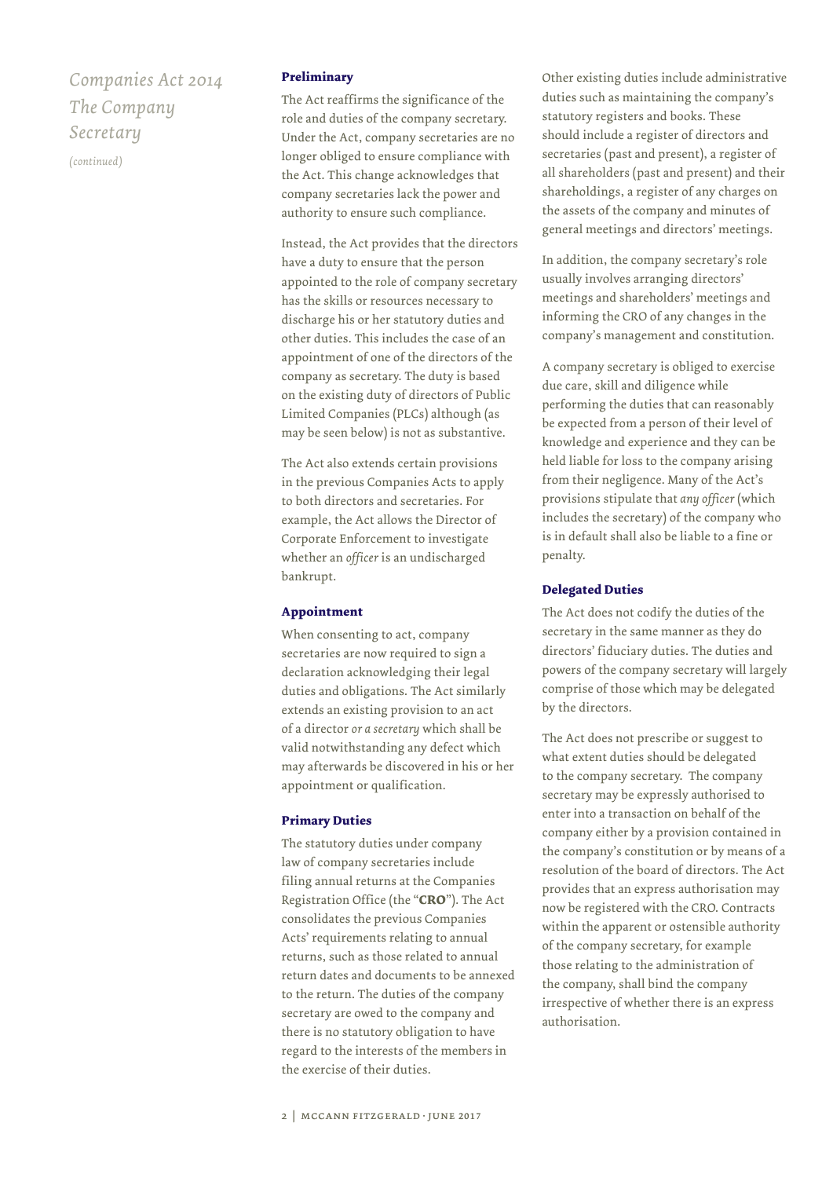# Companies Act 2014 The Company Secretary

*(continued)*

## Preliminary

The Act reaffirms the significance of the role and duties of the company secretary. Under the Act, company secretaries are no longer obliged to ensure compliance with the Act. This change acknowledges that company secretaries lack the power and authority to ensure such compliance.

Instead, the Act provides that the directors have a duty to ensure that the person appointed to the role of company secretary has the skills or resources necessary to discharge his or her statutory duties and other duties. This includes the case of an appointment of one of the directors of the company as secretary. The duty is based on the existing duty of directors of Public Limited Companies (PLCs) although (as may be seen below) is not as substantive.

The Act also extends certain provisions in the previous Companies Acts to apply to both directors and secretaries. For example, the Act allows the Director of Corporate Enforcement to investigate whether an *officer* is an undischarged bankrupt.

## Appointment

When consenting to act, company secretaries are now required to sign a declaration acknowledging their legal duties and obligations. The Act similarly extends an existing provision to an act of a director *or a secretary* which shall be valid notwithstanding any defect which may afterwards be discovered in his or her appointment or qualification.

## Primary Duties

The statutory duties under company law of company secretaries include filing annual returns at the Companies Registration Office (the "**CRO**"). The Act consolidates the previous Companies Acts' requirements relating to annual returns, such as those related to annual return dates and documents to be annexed to the return. The duties of the company secretary are owed to the company and there is no statutory obligation to have regard to the interests of the members in the exercise of their duties.

Other existing duties include administrative duties such as maintaining the company's statutory registers and books. These should include a register of directors and secretaries (past and present), a register of all shareholders (past and present) and their shareholdings, a register of any charges on the assets of the company and minutes of general meetings and directors' meetings.

In addition, the company secretary's role usually involves arranging directors' meetings and shareholders' meetings and informing the CRO of any changes in the company's management and constitution.

A company secretary is obliged to exercise due care, skill and diligence while performing the duties that can reasonably be expected from a person of their level of knowledge and experience and they can be held liable for loss to the company arising from their negligence. Many of the Act's provisions stipulate that *any officer* (which includes the secretary) of the company who is in default shall also be liable to a fine or penalty.

## Delegated Duties

The Act does not codify the duties of the secretary in the same manner as they do directors' fiduciary duties. The duties and powers of the company secretary will largely comprise of those which may be delegated by the directors.

The Act does not prescribe or suggest to what extent duties should be delegated to the company secretary. The company secretary may be expressly authorised to enter into a transaction on behalf of the company either by a provision contained in the company's constitution or by means of a resolution of the board of directors. The Act provides that an express authorisation may now be registered with the CRO. Contracts within the apparent or ostensible authority of the company secretary, for example those relating to the administration of the company, shall bind the company irrespective of whether there is an express authorisation.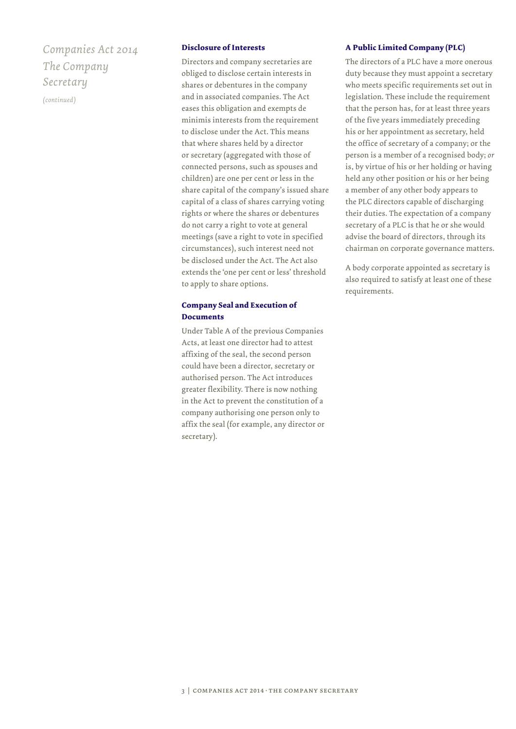*Companies Act 2014*
*The Company Secretary*
*(continued)*

### Disclosure of Interests

Directors and company secretaries are obliged to disclose certain interests in shares or debentures in the company and in associated companies. The Act eases this obligation and exempts de minimis interests from the requirement to disclose under the Act. This means that where shares held by a director or secretary (aggregated with those of connected persons, such as spouses and children) are one per cent or less in the share capital of the company's issued share capital of a class of shares carrying voting rights or where the shares or debentures do not carry a right to vote at general meetings (save a right to vote in specified circumstances), such interest need not be disclosed under the Act. The Act also extends the 'one per cent or less' threshold to apply to share options.

### Company Seal and Execution of Documents

Under Table A of the previous Companies Acts, at least one director had to attest affixing of the seal, the second person could have been a director, secretary or authorised person. The Act introduces greater flexibility. There is now nothing in the Act to prevent the constitution of a company authorising one person only to affix the seal (for example, any director or secretary).

### A Public Limited Company (PLC)

The directors of a PLC have a more onerous duty because they must appoint a secretary who meets specific requirements set out in legislation. These include the requirement that the person has, for at least three years of the five years immediately preceding his or her appointment as secretary, held the office of secretary of a company; or the person is a member of a recognised body; *or* is, by virtue of his or her holding or having held any other position or his or her being a member of any other body appears to the PLC directors capable of discharging their duties. The expectation of a company secretary of a PLC is that he or she would advise the board of directors, through its chairman on corporate governance matters.

A body corporate appointed as secretary is also required to satisfy at least one of these requirements.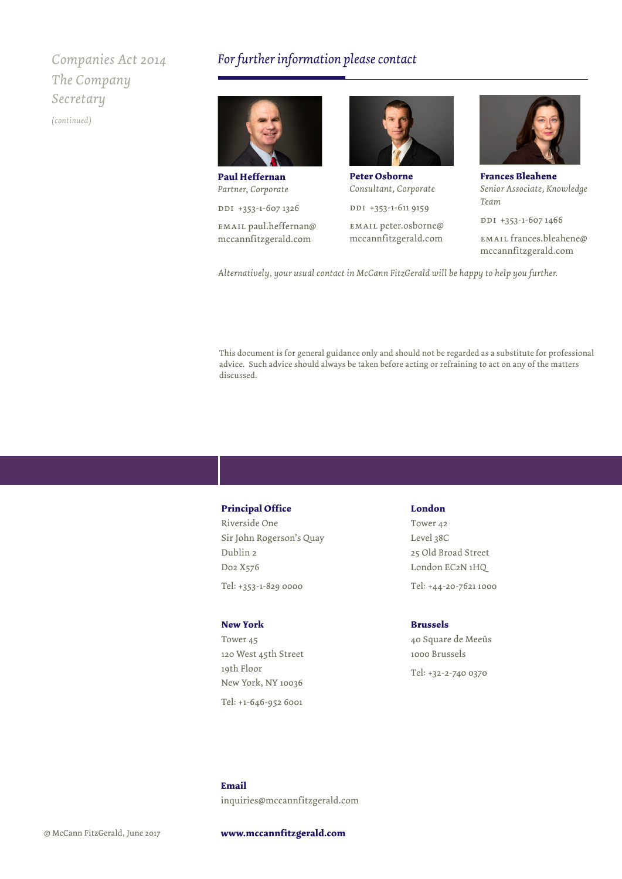*Companies Act 2014*
*The Company Secretary*
*(continued)*

## *For further information please contact*

**Paul Heffernan**
*Partner, Corporate*

DDI +353-1-607 1326

EMAIL paul.heffernan@mccannfitzgerald.com

**Peter Osborne**
*Consultant, Corporate*

DDI +353-1-611 9159

EMAIL peter.osborne@mccannfitzgerald.com

**Frances Bleahene**
*Senior Associate, Knowledge Team*

DDI +353-1-607 1466

EMAIL frances.bleahene@mccannfitzgerald.com

*Alternatively, your usual contact in McCann FitzGerald will be happy to help you further.*

This document is for general guidance only and should not be regarded as a substitute for professional advice. Such advice should always be taken before acting or refraining to act on any of the matters discussed.

**Principal Office**
Riverside One
Sir John Rogerson's Quay
Dublin 2
D02 X576

Tel: +353-1-829 0000

**London**
Tower 42
Level 38C
25 Old Broad Street
London EC2N 1HQ

Tel: +44-20-7621 1000

**New York**
Tower 45
120 West 45th Street
19th Floor
New York, NY 10036

Tel: +1-646-952 6001

**Brussels**
40 Square de Meeûs
1000 Brussels

Tel: +32-2-740 0370

**Email**
inquiries@mccannfitzgerald.com

**www.mccannfitzgerald.com**

© McCann FitzGerald, June 2017